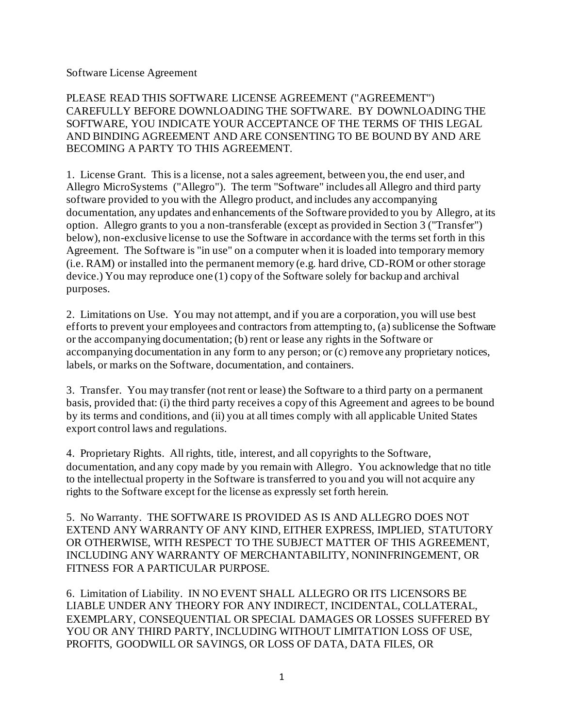# Software License Agreement

PLEASE READ THIS SOFTWARE LICENSE AGREEMENT ("AGREEMENT") CAREFULLY BEFORE DOWNLOADING THE SOFTWARE. BY DOWNLOADING THE SOFTWARE, YOU INDICATE YOUR ACCEPTANCE OF THE TERMS OF THIS LEGAL AND BINDING AGREEMENT AND ARE CONSENTING TO BE BOUND BY AND ARE BECOMING A PARTY TO THIS AGREEMENT.

1. License Grant. This is a license, not a sales agreement, between you, the end user, and Allegro MicroSystems ("Allegro"). The term "Software" includes all Allegro and third party software provided to you with the Allegro product, and includes any accompanying documentation, any updates and enhancements of the Software provided to you by Allegro, at its option. Allegro grants to you a non-transferable (except as provided in Section 3 ("Transfer") below), non-exclusive license to use the Software in accordance with the terms set forth in this Agreement. The Software is "in use" on a computer when it is loaded into temporary memory (i.e. RAM) or installed into the permanent memory (e.g. hard drive, CD-ROM or other storage device.) You may reproduce one (1) copy of the Software solely for backup and archival purposes.

2. Limitations on Use. You may not attempt, and if you are a corporation, you will use best efforts to prevent your employees and contractors from attempting to, (a) sublicense the Software or the accompanying documentation; (b) rent or lease any rights in the Software or accompanying documentation in any form to any person; or (c) remove any proprietary notices, labels, or marks on the Software, documentation, and containers.

3. Transfer. You may transfer (not rent or lease) the Software to a third party on a permanent basis, provided that: (i) the third party receives a copy of this Agreement and agrees to be bound by its terms and conditions, and (ii) you at all times comply with all applicable United States export control laws and regulations.

4. Proprietary Rights. All rights, title, interest, and all copyrights to the Software, documentation, and any copy made by you remain with Allegro. You acknowledge that no title to the intellectual property in the Software is transferred to you and you will not acquire any rights to the Software except for the license as expressly set forth herein.

5. No Warranty. THE SOFTWARE IS PROVIDED AS IS AND ALLEGRO DOES NOT EXTEND ANY WARRANTY OF ANY KIND, EITHER EXPRESS, IMPLIED, STATUTORY OR OTHERWISE, WITH RESPECT TO THE SUBJECT MATTER OF THIS AGREEMENT, INCLUDING ANY WARRANTY OF MERCHANTABILITY, NONINFRINGEMENT, OR FITNESS FOR A PARTICULAR PURPOSE.

6. Limitation of Liability. IN NO EVENT SHALL ALLEGRO OR ITS LICENSORS BE LIABLE UNDER ANY THEORY FOR ANY INDIRECT, INCIDENTAL, COLLATERAL, EXEMPLARY, CONSEQUENTIAL OR SPECIAL DAMAGES OR LOSSES SUFFERED BY YOU OR ANY THIRD PARTY, INCLUDING WITHOUT LIMITATION LOSS OF USE, PROFITS, GOODWILL OR SAVINGS, OR LOSS OF DATA, DATA FILES, OR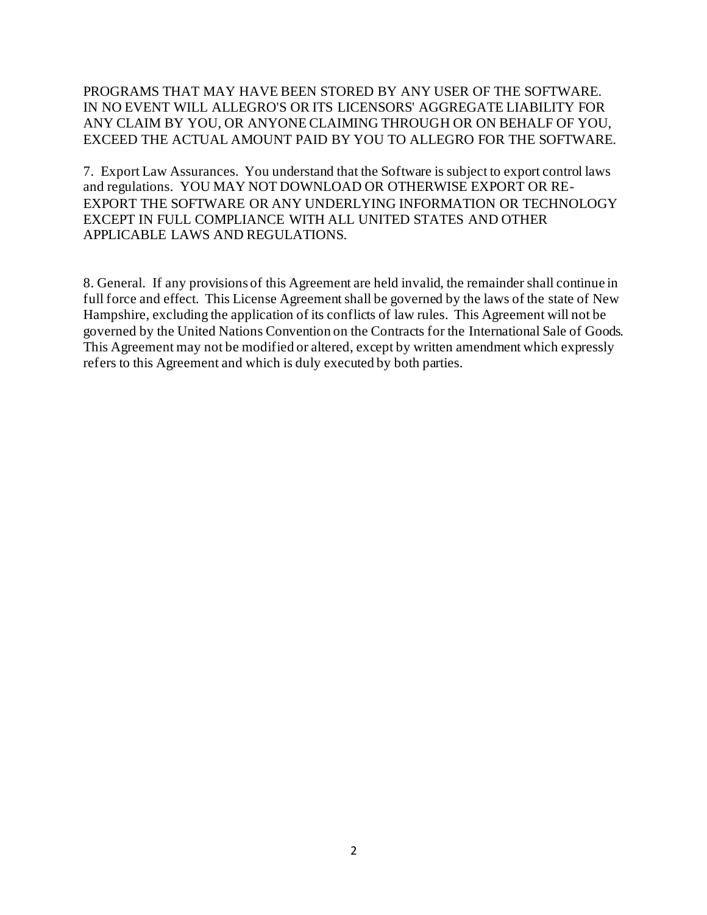PROGRAMS THAT MAY HAVE BEEN STORED BY ANY USER OF THE SOFTWARE. IN NO EVENT WILL ALLEGRO'S OR ITS LICENSORS' AGGREGATE LIABILITY FOR ANY CLAIM BY YOU, OR ANYONE CLAIMING THROUGH OR ON BEHALF OF YOU, EXCEED THE ACTUAL AMOUNT PAID BY YOU TO ALLEGRO FOR THE SOFTWARE.

7. Export Law Assurances. You understand that the Software is subject to export control laws and regulations. YOU MAY NOT DOWNLOAD OR OTHERWISE EXPORT OR RE-EXPORT THE SOFTWARE OR ANY UNDERLYING INFORMATION OR TECHNOLOGY EXCEPT IN FULL COMPLIANCE WITH ALL UNITED STATES AND OTHER APPLICABLE LAWS AND REGULATIONS.

8. General. If any provisions of this Agreement are held invalid, the remainder shall continue in full force and effect. This License Agreement shall be governed by the laws of the state of New Hampshire, excluding the application of its conflicts of law rules. This Agreement will not be governed by the United Nations Convention on the Contracts for the International Sale of Goods. This Agreement may not be modified or altered, except by written amendment which expressly refers to this Agreement and which is duly executed by both parties.